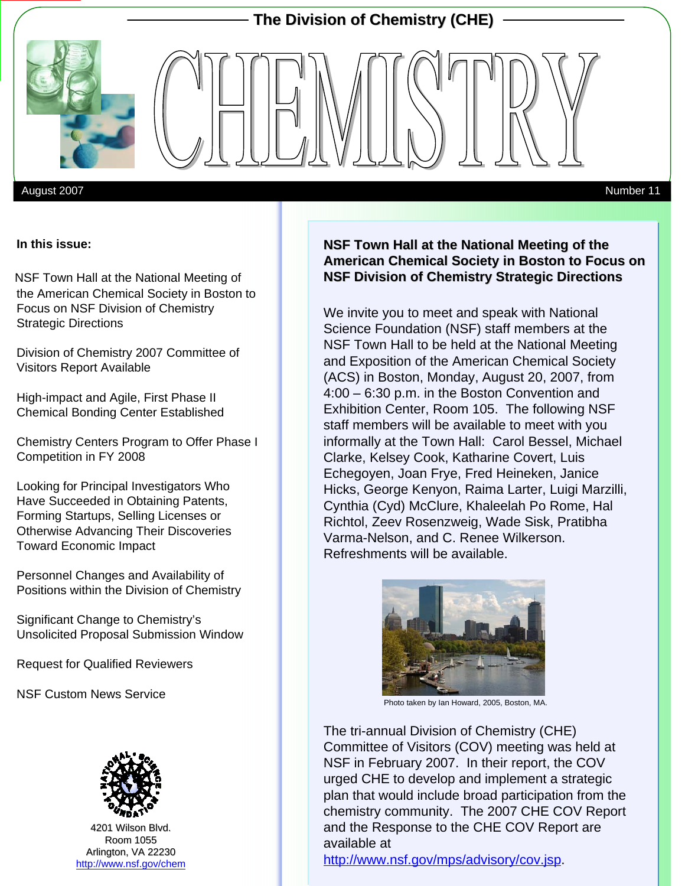# The Division of Chemistry (CHE)

# CHEMISTRY

August 2007 — Number 11

**In this issue:**

NSF Town Hall at the National Meeting of the American Chemical Society in Boston to Focus on NSF Division of Chemistry Strategic Directions

Division of Chemistry 2007 Committee of Visitors Report Available

High-impact and Agile, First Phase II Chemical Bonding Center Established

Chemistry Centers Program to Offer Phase I Competition in FY 2008

Looking for Principal Investigators Who Have Succeeded in Obtaining Patents, Forming Startups, Selling Licenses or Otherwise Advancing Their Discoveries Toward Economic Impact

Personnel Changes and Availability of Positions within the Division of Chemistry

Significant Change to Chemistry's Unsolicited Proposal Submission Window

Request for Qualified Reviewers

NSF Custom News Service

4201 Wilson Blvd.
Room 1055
Arlington, VA 22230
http://www.nsf.gov/chem

## NSF Town Hall at the National Meeting of the American Chemical Society in Boston to Focus on NSF Division of Chemistry Strategic Directions

We invite you to meet and speak with National Science Foundation (NSF) staff members at the NSF Town Hall to be held at the National Meeting and Exposition of the American Chemical Society (ACS) in Boston, Monday, August 20, 2007, from 4:00 – 6:30 p.m. in the Boston Convention and Exhibition Center, Room 105. The following NSF staff members will be available to meet with you informally at the Town Hall: Carol Bessel, Michael Clarke, Kelsey Cook, Katharine Covert, Luis Echegoyen, Joan Frye, Fred Heineken, Janice Hicks, George Kenyon, Raima Larter, Luigi Marzilli, Cynthia (Cyd) McClure, Khaleelah Po Rome, Hal Richtol, Zeev Rosenzweig, Wade Sisk, Pratibha Varma-Nelson, and C. Renee Wilkerson. Refreshments will be available.

Photo taken by Ian Howard, 2005, Boston, MA.

The tri-annual Division of Chemistry (CHE) Committee of Visitors (COV) meeting was held at NSF in February 2007. In their report, the COV urged CHE to develop and implement a strategic plan that would include broad participation from the chemistry community. The 2007 CHE COV Report and the Response to the CHE COV Report are available at http://www.nsf.gov/mps/advisory/cov.jsp.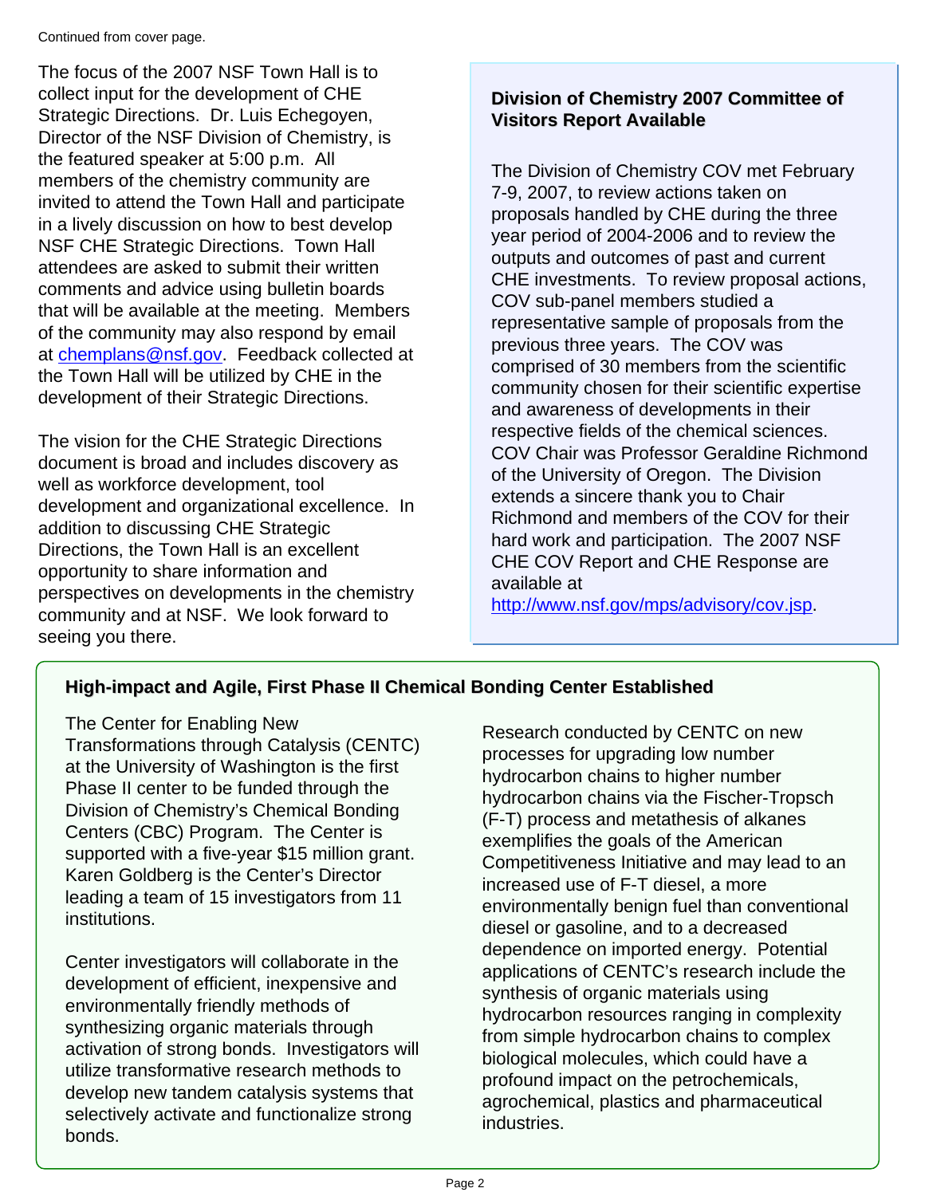Continued from cover page.

The focus of the 2007 NSF Town Hall is to collect input for the development of CHE Strategic Directions. Dr. Luis Echegoyen, Director of the NSF Division of Chemistry, is the featured speaker at 5:00 p.m. All members of the chemistry community are invited to attend the Town Hall and participate in a lively discussion on how to best develop NSF CHE Strategic Directions. Town Hall attendees are asked to submit their written comments and advice using bulletin boards that will be available at the meeting. Members of the community may also respond by email at chemplans@nsf.gov. Feedback collected at the Town Hall will be utilized by CHE in the development of their Strategic Directions.

The vision for the CHE Strategic Directions document is broad and includes discovery as well as workforce development, tool development and organizational excellence. In addition to discussing CHE Strategic Directions, the Town Hall is an excellent opportunity to share information and perspectives on developments in the chemistry community and at NSF. We look forward to seeing you there.

## Division of Chemistry 2007 Committee of Visitors Report Available

The Division of Chemistry COV met February 7-9, 2007, to review actions taken on proposals handled by CHE during the three year period of 2004-2006 and to review the outputs and outcomes of past and current CHE investments. To review proposal actions, COV sub-panel members studied a representative sample of proposals from the previous three years. The COV was comprised of 30 members from the scientific community chosen for their scientific expertise and awareness of developments in their respective fields of the chemical sciences. COV Chair was Professor Geraldine Richmond of the University of Oregon. The Division extends a sincere thank you to Chair Richmond and members of the COV for their hard work and participation. The 2007 NSF CHE COV Report and CHE Response are available at http://www.nsf.gov/mps/advisory/cov.jsp.

## High-impact and Agile, First Phase II Chemical Bonding Center Established

The Center for Enabling New Transformations through Catalysis (CENTC) at the University of Washington is the first Phase II center to be funded through the Division of Chemistry's Chemical Bonding Centers (CBC) Program. The Center is supported with a five-year $15 million grant. Karen Goldberg is the Center's Director leading a team of 15 investigators from 11 institutions.

Center investigators will collaborate in the development of efficient, inexpensive and environmentally friendly methods of synthesizing organic materials through activation of strong bonds. Investigators will utilize transformative research methods to develop new tandem catalysis systems that selectively activate and functionalize strong bonds.

Research conducted by CENTC on new processes for upgrading low number hydrocarbon chains to higher number hydrocarbon chains via the Fischer-Tropsch (F-T) process and metathesis of alkanes exemplifies the goals of the American Competitiveness Initiative and may lead to an increased use of F-T diesel, a more environmentally benign fuel than conventional diesel or gasoline, and to a decreased dependence on imported energy. Potential applications of CENTC's research include the synthesis of organic materials using hydrocarbon resources ranging in complexity from simple hydrocarbon chains to complex biological molecules, which could have a profound impact on the petrochemicals, agrochemical, plastics and pharmaceutical industries.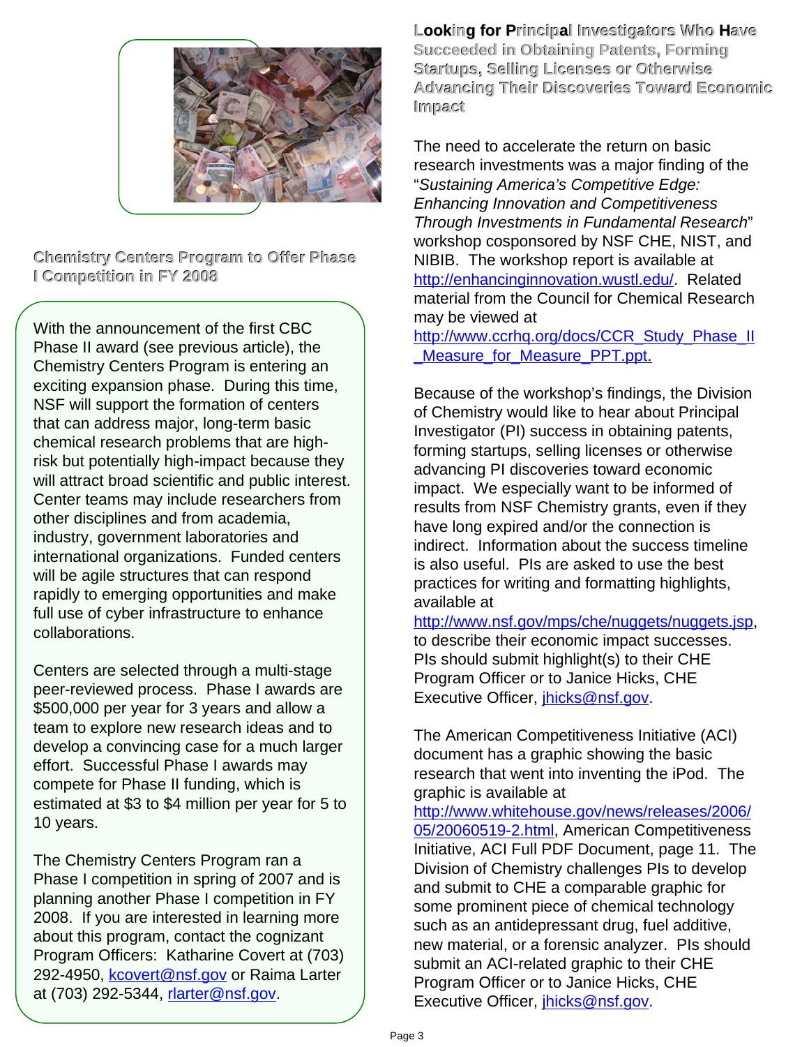## Chemistry Centers Program to Offer Phase I Competition in FY 2008

With the announcement of the first CBC Phase II award (see previous article), the Chemistry Centers Program is entering an exciting expansion phase. During this time, NSF will support the formation of centers that can address major, long-term basic chemical research problems that are high-risk but potentially high-impact because they will attract broad scientific and public interest. Center teams may include researchers from other disciplines and from academia, industry, government laboratories and international organizations. Funded centers will be agile structures that can respond rapidly to emerging opportunities and make full use of cyber infrastructure to enhance collaborations.

Centers are selected through a multi-stage peer-reviewed process. Phase I awards are $500,000 per year for 3 years and allow a team to explore new research ideas and to develop a convincing case for a much larger effort. Successful Phase I awards may compete for Phase II funding, which is estimated at $3 to $4 million per year for 5 to 10 years.

The Chemistry Centers Program ran a Phase I competition in spring of 2007 and is planning another Phase I competition in FY 2008. If you are interested in learning more about this program, contact the cognizant Program Officers: Katharine Covert at (703) 292-4950, kcovert@nsf.gov or Raima Larter at (703) 292-5344, rlarter@nsf.gov.

## Looking for Principal Investigators Who Have Succeeded in Obtaining Patents, Forming Startups, Selling Licenses or Otherwise Advancing Their Discoveries Toward Economic Impact

The need to accelerate the return on basic research investments was a major finding of the "*Sustaining America's Competitive Edge: Enhancing Innovation and Competitiveness Through Investments in Fundamental Research*" workshop cosponsored by NSF CHE, NIST, and NIBIB. The workshop report is available at http://enhancinginnovation.wustl.edu/. Related material from the Council for Chemical Research may be viewed at http://www.ccrhq.org/docs/CCR_Study_Phase_II_Measure_for_Measure_PPT.ppt.

Because of the workshop's findings, the Division of Chemistry would like to hear about Principal Investigator (PI) success in obtaining patents, forming startups, selling licenses or otherwise advancing PI discoveries toward economic impact. We especially want to be informed of results from NSF Chemistry grants, even if they have long expired and/or the connection is indirect. Information about the success timeline is also useful. PIs are asked to use the best practices for writing and formatting highlights, available at http://www.nsf.gov/mps/che/nuggets/nuggets.jsp, to describe their economic impact successes. PIs should submit highlight(s) to their CHE Program Officer or to Janice Hicks, CHE Executive Officer, jhicks@nsf.gov.

The American Competitiveness Initiative (ACI) document has a graphic showing the basic research that went into inventing the iPod. The graphic is available at http://www.whitehouse.gov/news/releases/2006/05/20060519-2.html, American Competitiveness Initiative, ACI Full PDF Document, page 11. The Division of Chemistry challenges PIs to develop and submit to CHE a comparable graphic for some prominent piece of chemical technology such as an antidepressant drug, fuel additive, new material, or a forensic analyzer. PIs should submit an ACI-related graphic to their CHE Program Officer or to Janice Hicks, CHE Executive Officer, jhicks@nsf.gov.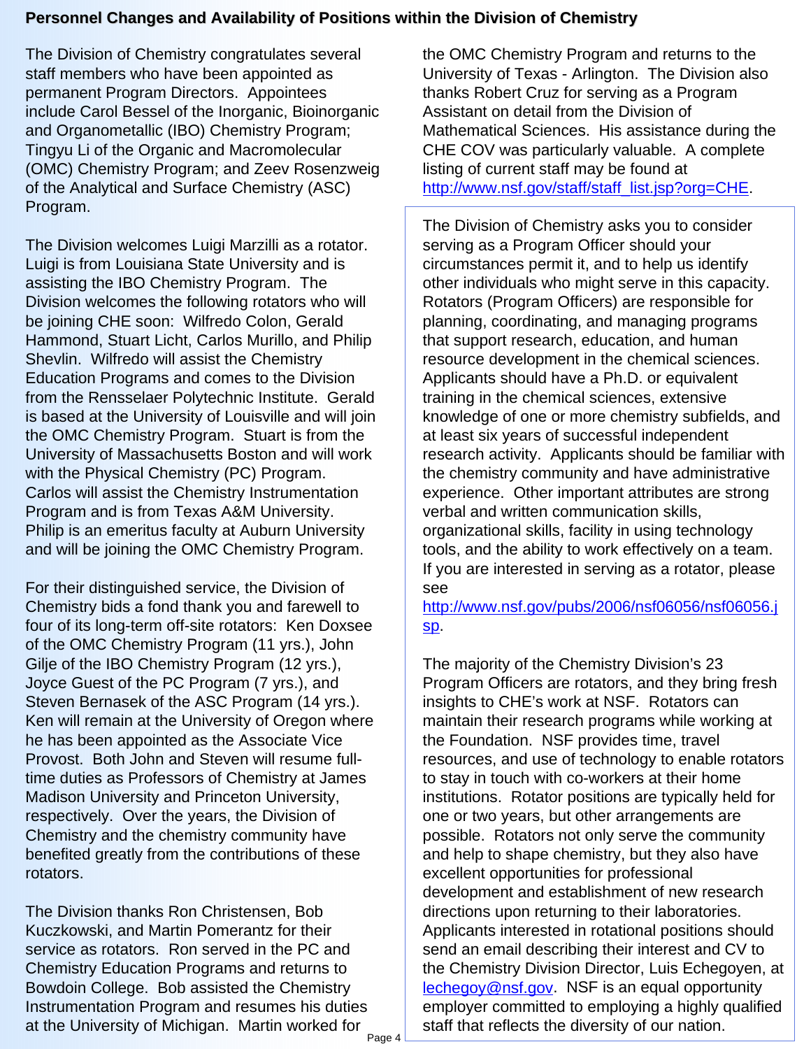## Personnel Changes and Availability of Positions within the Division of Chemistry

The Division of Chemistry congratulates several staff members who have been appointed as permanent Program Directors. Appointees include Carol Bessel of the Inorganic, Bioinorganic and Organometallic (IBO) Chemistry Program; Tingyu Li of the Organic and Macromolecular (OMC) Chemistry Program; and Zeev Rosenzweig of the Analytical and Surface Chemistry (ASC) Program.

The Division welcomes Luigi Marzilli as a rotator. Luigi is from Louisiana State University and is assisting the IBO Chemistry Program. The Division welcomes the following rotators who will be joining CHE soon: Wilfredo Colon, Gerald Hammond, Stuart Licht, Carlos Murillo, and Philip Shevlin. Wilfredo will assist the Chemistry Education Programs and comes to the Division from the Rensselaer Polytechnic Institute. Gerald is based at the University of Louisville and will join the OMC Chemistry Program. Stuart is from the University of Massachusetts Boston and will work with the Physical Chemistry (PC) Program. Carlos will assist the Chemistry Instrumentation Program and is from Texas A&M University. Philip is an emeritus faculty at Auburn University and will be joining the OMC Chemistry Program.

For their distinguished service, the Division of Chemistry bids a fond thank you and farewell to four of its long-term off-site rotators: Ken Doxsee of the OMC Chemistry Program (11 yrs.), John Gilje of the IBO Chemistry Program (12 yrs.), Joyce Guest of the PC Program (7 yrs.), and Steven Bernasek of the ASC Program (14 yrs.). Ken will remain at the University of Oregon where he has been appointed as the Associate Vice Provost. Both John and Steven will resume full-time duties as Professors of Chemistry at James Madison University and Princeton University, respectively. Over the years, the Division of Chemistry and the chemistry community have benefited greatly from the contributions of these rotators.

The Division thanks Ron Christensen, Bob Kuczkowski, and Martin Pomerantz for their service as rotators. Ron served in the PC and Chemistry Education Programs and returns to Bowdoin College. Bob assisted the Chemistry Instrumentation Program and resumes his duties at the University of Michigan. Martin worked for the OMC Chemistry Program and returns to the University of Texas - Arlington. The Division also thanks Robert Cruz for serving as a Program Assistant on detail from the Division of Mathematical Sciences. His assistance during the CHE COV was particularly valuable. A complete listing of current staff may be found at http://www.nsf.gov/staff/staff_list.jsp?org=CHE.

The Division of Chemistry asks you to consider serving as a Program Officer should your circumstances permit it, and to help us identify other individuals who might serve in this capacity. Rotators (Program Officers) are responsible for planning, coordinating, and managing programs that support research, education, and human resource development in the chemical sciences. Applicants should have a Ph.D. or equivalent training in the chemical sciences, extensive knowledge of one or more chemistry subfields, and at least six years of successful independent research activity. Applicants should be familiar with the chemistry community and have administrative experience. Other important attributes are strong verbal and written communication skills, organizational skills, facility in using technology tools, and the ability to work effectively on a team. If you are interested in serving as a rotator, please see http://www.nsf.gov/pubs/2006/nsf06056/nsf06056.jsp.

The majority of the Chemistry Division's 23 Program Officers are rotators, and they bring fresh insights to CHE's work at NSF. Rotators can maintain their research programs while working at the Foundation. NSF provides time, travel resources, and use of technology to enable rotators to stay in touch with co-workers at their home institutions. Rotator positions are typically held for one or two years, but other arrangements are possible. Rotators not only serve the community and help to shape chemistry, but they also have excellent opportunities for professional development and establishment of new research directions upon returning to their laboratories. Applicants interested in rotational positions should send an email describing their interest and CV to the Chemistry Division Director, Luis Echegoyen, at lechegoy@nsf.gov. NSF is an equal opportunity employer committed to employing a highly qualified staff that reflects the diversity of our nation.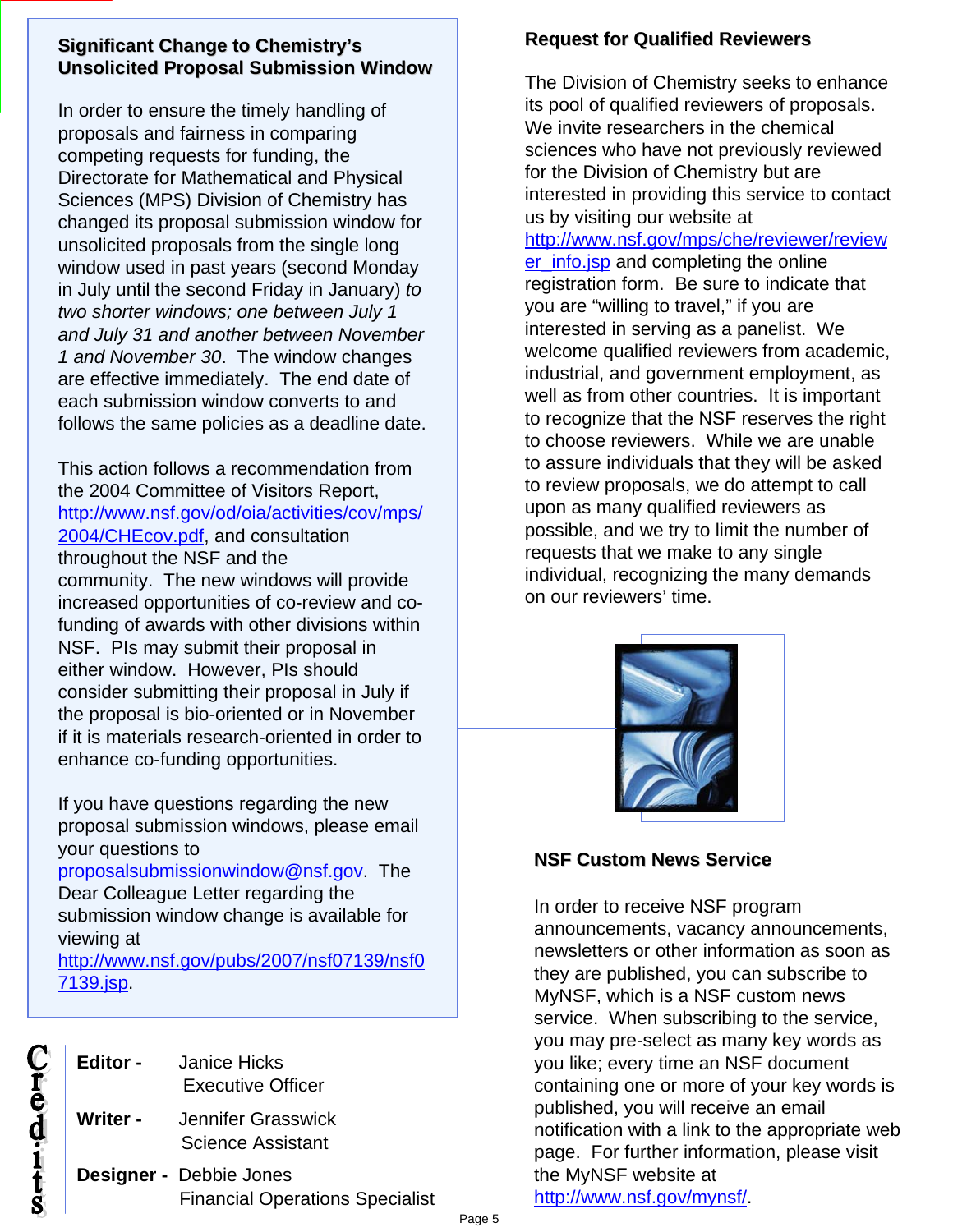## Significant Change to Chemistry's Unsolicited Proposal Submission Window

In order to ensure the timely handling of proposals and fairness in comparing competing requests for funding, the Directorate for Mathematical and Physical Sciences (MPS) Division of Chemistry has changed its proposal submission window for unsolicited proposals from the single long window used in past years (second Monday in July until the second Friday in January) *to two shorter windows; one between July 1 and July 31 and another between November 1 and November 30*. The window changes are effective immediately. The end date of each submission window converts to and follows the same policies as a deadline date.

This action follows a recommendation from the 2004 Committee of Visitors Report, http://www.nsf.gov/od/oia/activities/cov/mps/2004/CHEcov.pdf, and consultation throughout the NSF and the community. The new windows will provide increased opportunities of co-review and co-funding of awards with other divisions within NSF. PIs may submit their proposal in either window. However, PIs should consider submitting their proposal in July if the proposal is bio-oriented or in November if it is materials research-oriented in order to enhance co-funding opportunities.

If you have questions regarding the new proposal submission windows, please email your questions to proposalsubmissionwindow@nsf.gov. The Dear Colleague Letter regarding the submission window change is available for viewing at http://www.nsf.gov/pubs/2007/nsf07139/nsf07139.jsp.

## Request for Qualified Reviewers

The Division of Chemistry seeks to enhance its pool of qualified reviewers of proposals. We invite researchers in the chemical sciences who have not previously reviewed for the Division of Chemistry but are interested in providing this service to contact us by visiting our website at http://www.nsf.gov/mps/che/reviewer/reviewer_info.jsp and completing the online registration form. Be sure to indicate that you are "willing to travel," if you are interested in serving as a panelist. We welcome qualified reviewers from academic, industrial, and government employment, as well as from other countries. It is important to recognize that the NSF reserves the right to choose reviewers. While we are unable to assure individuals that they will be asked to review proposals, we do attempt to call upon as many qualified reviewers as possible, and we try to limit the number of requests that we make to any single individual, recognizing the many demands on our reviewers' time.

## NSF Custom News Service

In order to receive NSF program announcements, vacancy announcements, newsletters or other information as soon as they are published, you can subscribe to MyNSF, which is a NSF custom news service. When subscribing to the service, you may pre-select as many key words as you like; every time an NSF document containing one or more of your key words is published, you will receive an email notification with a link to the appropriate web page. For further information, please visit the MyNSF website at http://www.nsf.gov/mynsf/.

## Credits

**Editor -** Janice Hicks
Executive Officer

**Writer -** Jennifer Grasswick
Science Assistant

**Designer -** Debbie Jones
Financial Operations Specialist